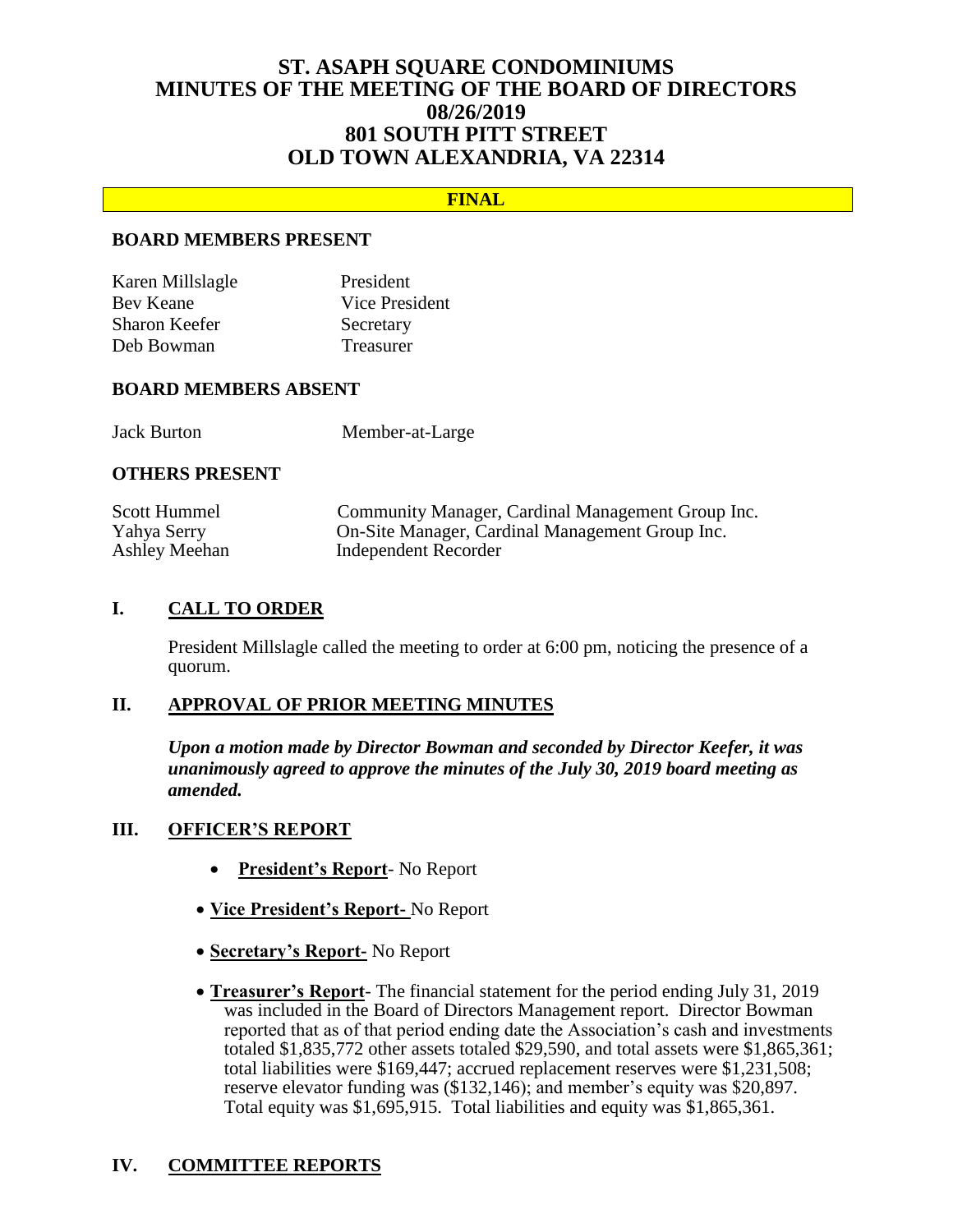# ST. ASAPH SQUARE CONDOMINIUMS
# MINUTES OF THE MEETING OF THE BOARD OF DIRECTORS
# 08/26/2019
# 801 SOUTH PITT STREET
# OLD TOWN ALEXANDRIA, VA 22314

**FINAL**

## BOARD MEMBERS PRESENT

| | |
|---|---|
| Karen Millslagle | President |
| Bev Keane | Vice President |
| Sharon Keefer | Secretary |
| Deb Bowman | Treasurer |

## BOARD MEMBERS ABSENT

| | |
|---|---|
| Jack Burton | Member-at-Large |

## OTHERS PRESENT

| | |
|---|---|
| Scott Hummel | Community Manager, Cardinal Management Group Inc. |
| Yahya Serry | On-Site Manager, Cardinal Management Group Inc. |
| Ashley Meehan | Independent Recorder |

## I. CALL TO ORDER

President Millslagle called the meeting to order at 6:00 pm, noticing the presence of a quorum.

## II. APPROVAL OF PRIOR MEETING MINUTES

***Upon a motion made by Director Bowman and seconded by Director Keefer, it was unanimously agreed to approve the minutes of the July 30, 2019 board meeting as amended.***

## III. OFFICER'S REPORT

- **President's Report**- No Report
- **Vice President's Report-** No Report
- **Secretary's Report-** No Report
- **Treasurer's Report**- The financial statement for the period ending July 31, 2019 was included in the Board of Directors Management report. Director Bowman reported that as of that period ending date the Association's cash and investments totaled $1,835,772 other assets totaled $29,590, and total assets were $1,865,361; total liabilities were $169,447; accrued replacement reserves were $1,231,508; reserve elevator funding was ($132,146); and member's equity was $20,897. Total equity was $1,695,915. Total liabilities and equity was $1,865,361.

## IV. COMMITTEE REPORTS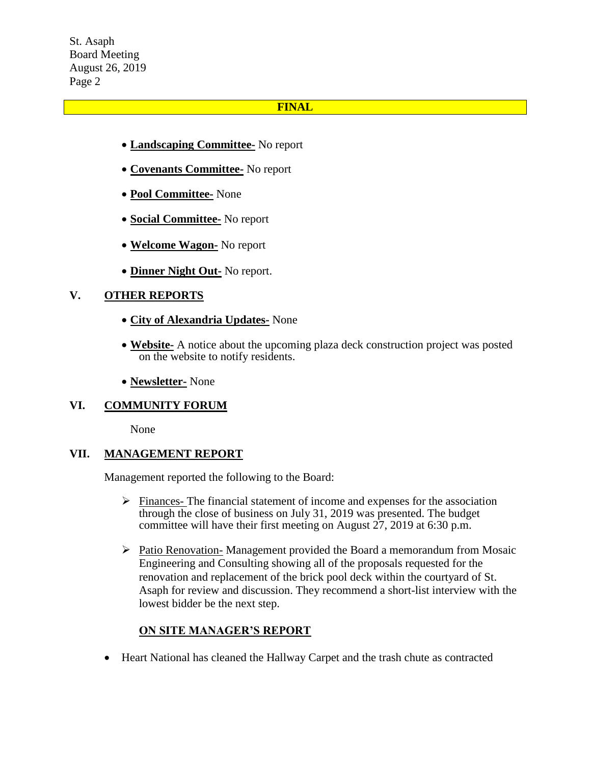**FINAL**

- **Landscaping Committee-** No report
- **Covenants Committee-** No report
- **Pool Committee-** None
- **Social Committee-** No report
- **Welcome Wagon-** No report
- **Dinner Night Out-** No report.

## V. OTHER REPORTS

- **City of Alexandria Updates-** None
- **Website-** A notice about the upcoming plaza deck construction project was posted on the website to notify residents.
- **Newsletter-** None

## VI. COMMUNITY FORUM

None

## VII. MANAGEMENT REPORT

Management reported the following to the Board:

- Finances- The financial statement of income and expenses for the association through the close of business on July 31, 2019 was presented. The budget committee will have their first meeting on August 27, 2019 at 6:30 p.m.
- Patio Renovation- Management provided the Board a memorandum from Mosaic Engineering and Consulting showing all of the proposals requested for the renovation and replacement of the brick pool deck within the courtyard of St. Asaph for review and discussion. They recommend a short-list interview with the lowest bidder be the next step.

### ON SITE MANAGER'S REPORT

- Heart National has cleaned the Hallway Carpet and the trash chute as contracted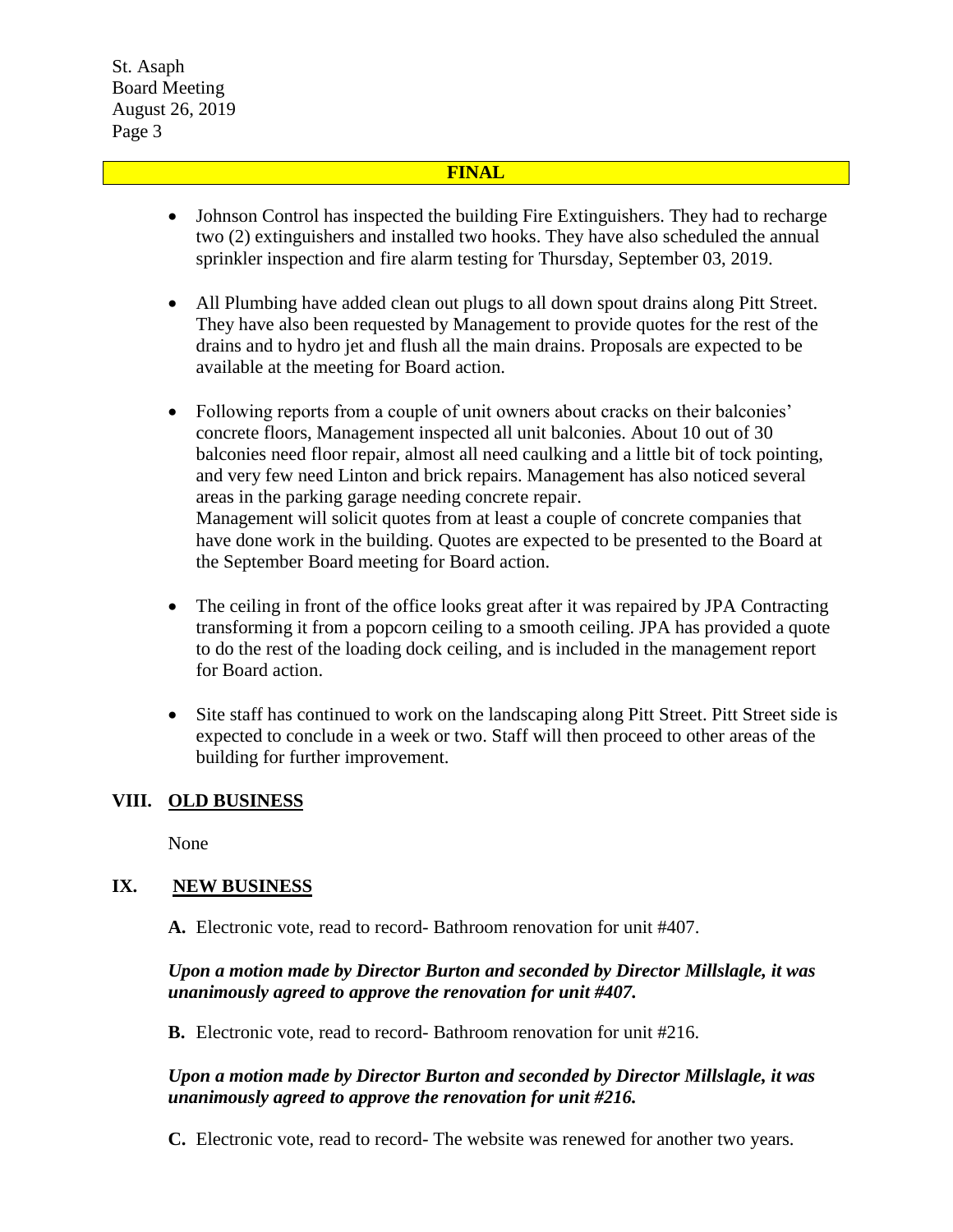**FINAL**

- Johnson Control has inspected the building Fire Extinguishers. They had to recharge two (2) extinguishers and installed two hooks. They have also scheduled the annual sprinkler inspection and fire alarm testing for Thursday, September 03, 2019.
- All Plumbing have added clean out plugs to all down spout drains along Pitt Street. They have also been requested by Management to provide quotes for the rest of the drains and to hydro jet and flush all the main drains. Proposals are expected to be available at the meeting for Board action.
- Following reports from a couple of unit owners about cracks on their balconies' concrete floors, Management inspected all unit balconies. About 10 out of 30 balconies need floor repair, almost all need caulking and a little bit of tock pointing, and very few need Linton and brick repairs. Management has also noticed several areas in the parking garage needing concrete repair.
  Management will solicit quotes from at least a couple of concrete companies that have done work in the building. Quotes are expected to be presented to the Board at the September Board meeting for Board action.
- The ceiling in front of the office looks great after it was repaired by JPA Contracting transforming it from a popcorn ceiling to a smooth ceiling. JPA has provided a quote to do the rest of the loading dock ceiling, and is included in the management report for Board action.
- Site staff has continued to work on the landscaping along Pitt Street. Pitt Street side is expected to conclude in a week or two. Staff will then proceed to other areas of the building for further improvement.

## VIII. OLD BUSINESS

None

## IX. NEW BUSINESS

**A.** Electronic vote, read to record- Bathroom renovation for unit #407.

***Upon a motion made by Director Burton and seconded by Director Millslagle, it was unanimously agreed to approve the renovation for unit #407.***

**B.** Electronic vote, read to record- Bathroom renovation for unit #216.

***Upon a motion made by Director Burton and seconded by Director Millslagle, it was unanimously agreed to approve the renovation for unit #216.***

**C.** Electronic vote, read to record- The website was renewed for another two years.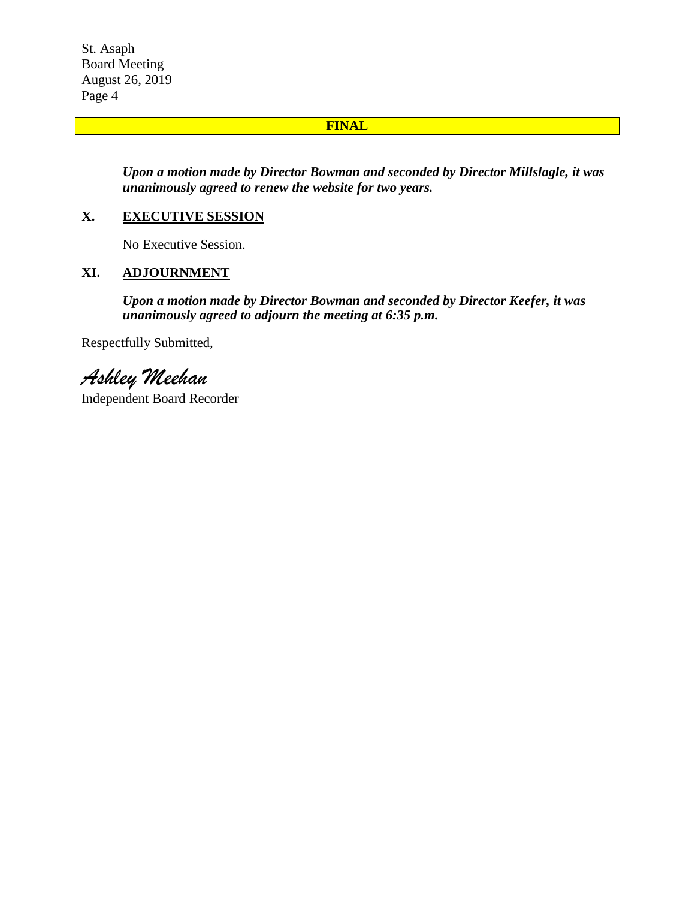**FINAL**

***Upon a motion made by Director Bowman and seconded by Director Millslagle, it was unanimously agreed to renew the website for two years.***

## X. EXECUTIVE SESSION

No Executive Session.

## XI. ADJOURNMENT

***Upon a motion made by Director Bowman and seconded by Director Keefer, it was unanimously agreed to adjourn the meeting at 6:35 p.m.***

Respectfully Submitted,

*Ashley Meehan*

Independent Board Recorder